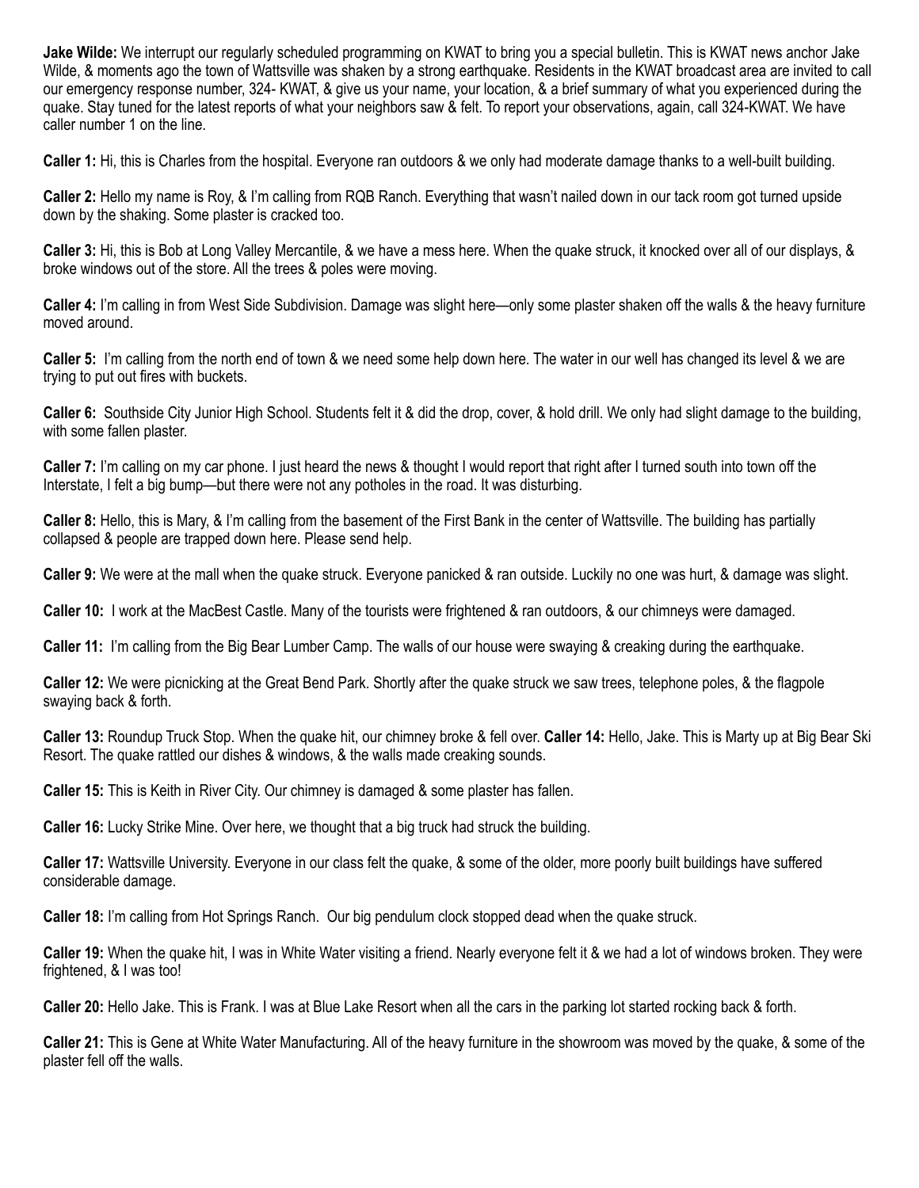**Jake Wilde:** We interrupt our regularly scheduled programming on KWAT to bring you a special bulletin. This is KWAT news anchor Jake Wilde, & moments ago the town of Wattsville was shaken by a strong earthquake. Residents in the KWAT broadcast area are invited to call our emergency response number, 324- KWAT, & give us your name, your location, & a brief summary of what you experienced during the quake. Stay tuned for the latest reports of what your neighbors saw & felt. To report your observations, again, call 324-KWAT. We have caller number 1 on the line.

**Caller 1:** Hi, this is Charles from the hospital. Everyone ran outdoors & we only had moderate damage thanks to a well-built building.

**Caller 2:** Hello my name is Roy, & I'm calling from RQB Ranch. Everything that wasn't nailed down in our tack room got turned upside down by the shaking. Some plaster is cracked too.

**Caller 3:** Hi, this is Bob at Long Valley Mercantile, & we have a mess here. When the quake struck, it knocked over all of our displays, & broke windows out of the store. All the trees & poles were moving.

**Caller 4:** I'm calling in from West Side Subdivision. Damage was slight here—only some plaster shaken off the walls & the heavy furniture moved around.

**Caller 5:** I'm calling from the north end of town & we need some help down here. The water in our well has changed its level & we are trying to put out fires with buckets.

**Caller 6:** Southside City Junior High School. Students felt it & did the drop, cover, & hold drill. We only had slight damage to the building, with some fallen plaster.

**Caller 7:** I'm calling on my car phone. I just heard the news & thought I would report that right after I turned south into town off the Interstate, I felt a big bump—but there were not any potholes in the road. It was disturbing.

**Caller 8:** Hello, this is Mary, & I'm calling from the basement of the First Bank in the center of Wattsville. The building has partially collapsed & people are trapped down here. Please send help.

**Caller 9:** We were at the mall when the quake struck. Everyone panicked & ran outside. Luckily no one was hurt, & damage was slight.

**Caller 10:** I work at the MacBest Castle. Many of the tourists were frightened & ran outdoors, & our chimneys were damaged.

**Caller 11:** I'm calling from the Big Bear Lumber Camp. The walls of our house were swaying & creaking during the earthquake.

**Caller 12:** We were picnicking at the Great Bend Park. Shortly after the quake struck we saw trees, telephone poles, & the flagpole swaying back & forth.

**Caller 13:** Roundup Truck Stop. When the quake hit, our chimney broke & fell over. **Caller 14:** Hello, Jake. This is Marty up at Big Bear Ski Resort. The quake rattled our dishes & windows, & the walls made creaking sounds.

**Caller 15:** This is Keith in River City. Our chimney is damaged & some plaster has fallen.

**Caller 16:** Lucky Strike Mine. Over here, we thought that a big truck had struck the building.

**Caller 17:** Wattsville University. Everyone in our class felt the quake, & some of the older, more poorly built buildings have suffered considerable damage.

**Caller 18:** I'm calling from Hot Springs Ranch. Our big pendulum clock stopped dead when the quake struck.

**Caller 19:** When the quake hit, I was in White Water visiting a friend. Nearly everyone felt it & we had a lot of windows broken. They were frightened, & I was too!

**Caller 20:** Hello Jake. This is Frank. I was at Blue Lake Resort when all the cars in the parking lot started rocking back & forth.

**Caller 21:** This is Gene at White Water Manufacturing. All of the heavy furniture in the showroom was moved by the quake, & some of the plaster fell off the walls.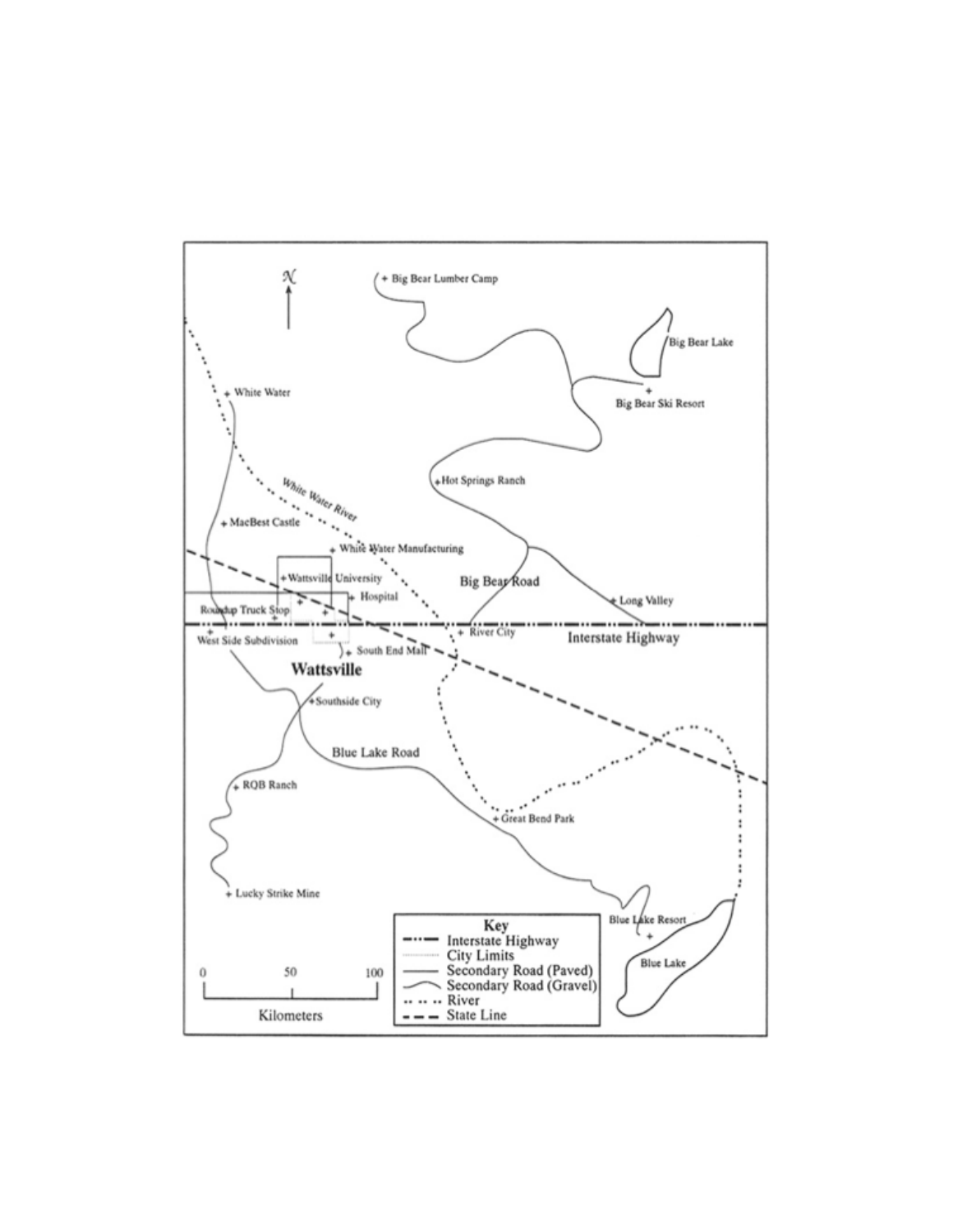N

Big Bear Lumber Camp

Big Bear Lake

Big Bear Ski Resort

White Water

White Water River

Hot Springs Ranch

MacBest Castle

White Water Manufacturing

Wattsville University

Hospital

Big Bear Road

Long Valley

Roundup Truck Stop

River City

Interstate Highway

West Side Subdivision

South End Mall

Wattsville

Southside City

Blue Lake Road

RQB Ranch

Great Bend Park

Lucky Strike Mine

Blue Lake Resort

Blue Lake

0 50 100

Kilometers

Key

Interstate Highway

City Limits

Secondary Road (Paved)

Secondary Road (Gravel)

River

State Line